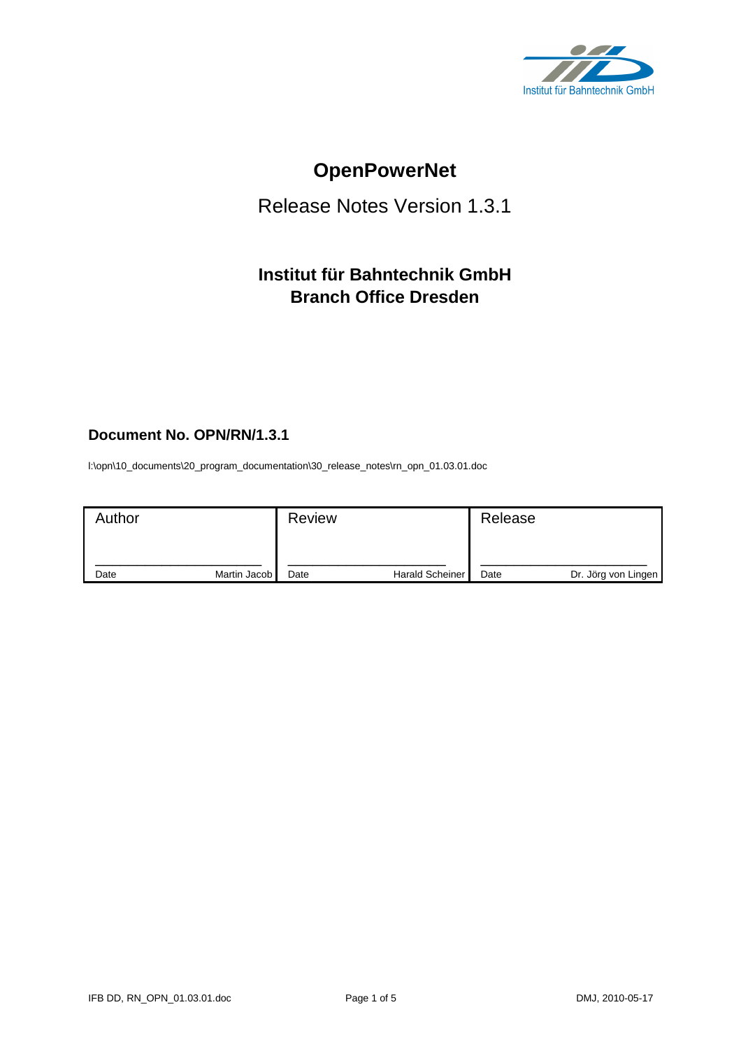Institut für Bahntechnik GmbH

# OpenPowerNet

## Release Notes Version 1.3.1

### Institut für Bahntechnik GmbH
### Branch Office Dresden

**Document No. OPN/RN/1.3.1**

I:\opn\10_documents\20_program_documentation\30_release_notes\rn_opn_01.03.01.doc

| Author | | Review | | Release | |
|---|---|---|---|---|---|
| Date | Martin Jacob | Date | Harald Scheiner | Date | Dr. Jörg von Lingen |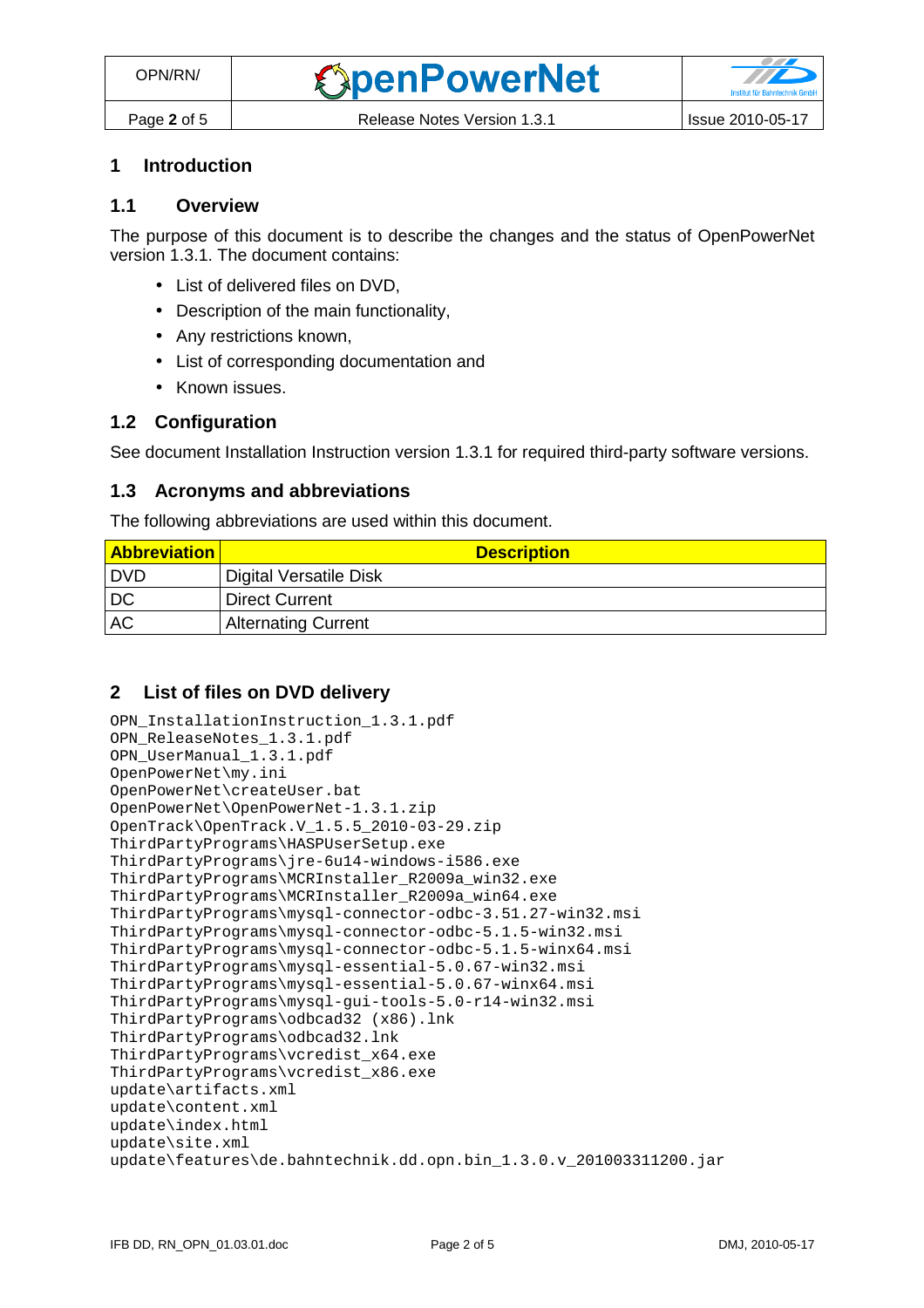# 1 Introduction

## 1.1 Overview

The purpose of this document is to describe the changes and the status of OpenPowerNet version 1.3.1. The document contains:

- List of delivered files on DVD,
- Description of the main functionality,
- Any restrictions known,
- List of corresponding documentation and
- Known issues.

## 1.2 Configuration

See document Installation Instruction version 1.3.1 for required third-party software versions.

## 1.3 Acronyms and abbreviations

The following abbreviations are used within this document.

| Abbreviation | Description |
| --- | --- |
| DVD | Digital Versatile Disk |
| DC | Direct Current |
| AC | Alternating Current |

# 2 List of files on DVD delivery

```
OPN_InstallationInstruction_1.3.1.pdf
OPN_ReleaseNotes_1.3.1.pdf
OPN_UserManual_1.3.1.pdf
OpenPowerNet\my.ini
OpenPowerNet\createUser.bat
OpenPowerNet\OpenPowerNet-1.3.1.zip
OpenTrack\OpenTrack.V_1.5.5_2010-03-29.zip
ThirdPartyPrograms\HASPUserSetup.exe
ThirdPartyPrograms\jre-6u14-windows-i586.exe
ThirdPartyPrograms\MCRInstaller_R2009a_win32.exe
ThirdPartyPrograms\MCRInstaller_R2009a_win64.exe
ThirdPartyPrograms\mysql-connector-odbc-3.51.27-win32.msi
ThirdPartyPrograms\mysql-connector-odbc-5.1.5-win32.msi
ThirdPartyPrograms\mysql-connector-odbc-5.1.5-winx64.msi
ThirdPartyPrograms\mysql-essential-5.0.67-win32.msi
ThirdPartyPrograms\mysql-essential-5.0.67-winx64.msi
ThirdPartyPrograms\mysql-gui-tools-5.0-r14-win32.msi
ThirdPartyPrograms\odbcad32 (x86).lnk
ThirdPartyPrograms\odbcad32.lnk
ThirdPartyPrograms\vcredist_x64.exe
ThirdPartyPrograms\vcredist_x86.exe
update\artifacts.xml
update\content.xml
update\index.html
update\site.xml
update\features\de.bahntechnik.dd.opn.bin_1.3.0.v_201003311200.jar
```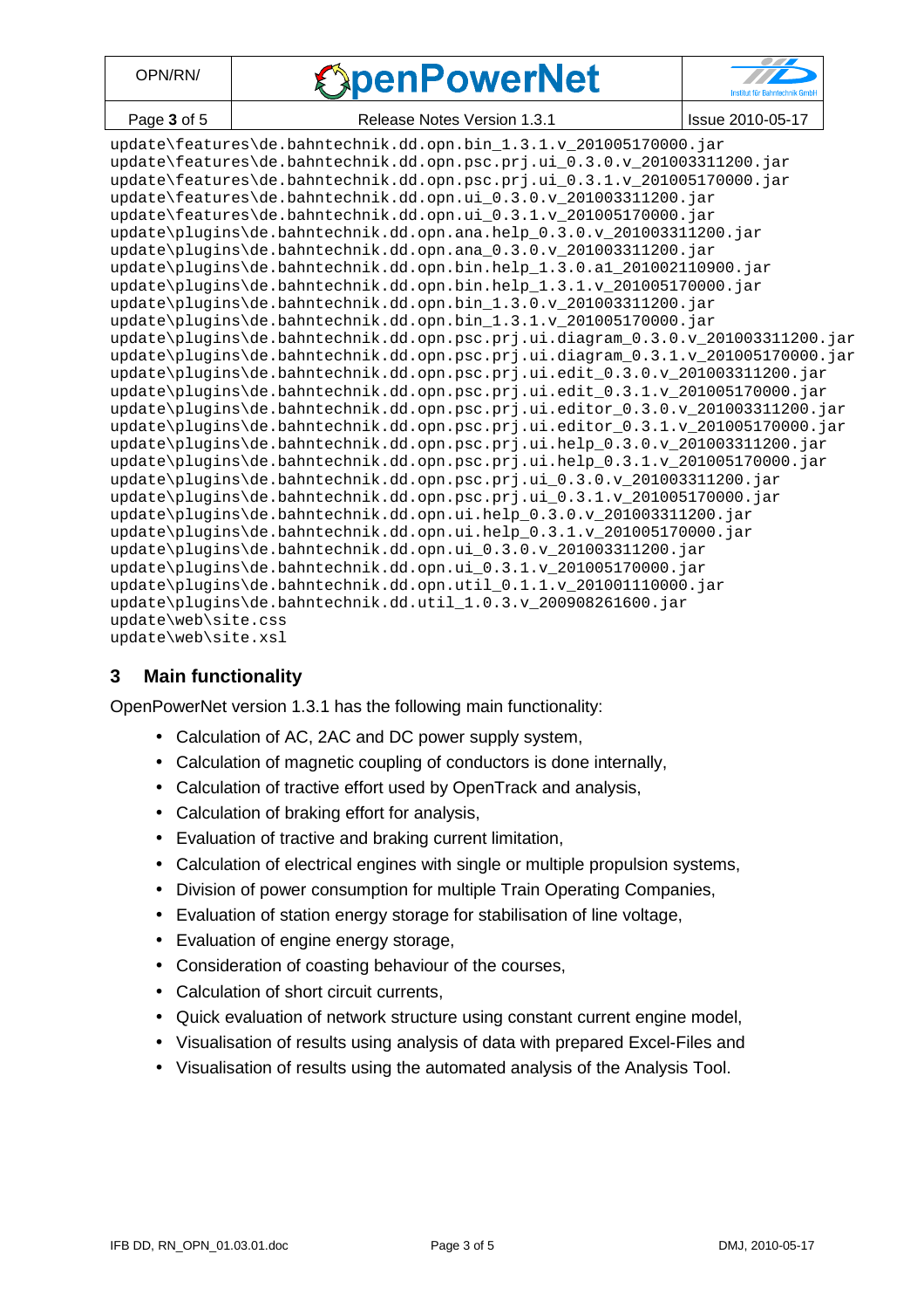```
update\features\de.bahntechnik.dd.opn.bin_1.3.1.v_201005170000.jar
update\features\de.bahntechnik.dd.opn.psc.prj.ui_0.3.0.v_201003311200.jar
update\features\de.bahntechnik.dd.opn.psc.prj.ui_0.3.1.v_201005170000.jar
update\features\de.bahntechnik.dd.opn.ui_0.3.0.v_201003311200.jar
update\features\de.bahntechnik.dd.opn.ui_0.3.1.v_201005170000.jar
update\plugins\de.bahntechnik.dd.opn.ana.help_0.3.0.v_201003311200.jar
update\plugins\de.bahntechnik.dd.opn.ana_0.3.0.v_201003311200.jar
update\plugins\de.bahntechnik.dd.opn.bin.help_1.3.0.a1_201002110900.jar
update\plugins\de.bahntechnik.dd.opn.bin.help_1.3.1.v_201005170000.jar
update\plugins\de.bahntechnik.dd.opn.bin_1.3.0.v_201003311200.jar
update\plugins\de.bahntechnik.dd.opn.bin_1.3.1.v_201005170000.jar
update\plugins\de.bahntechnik.dd.opn.psc.prj.ui.diagram_0.3.0.v_201003311200.jar
update\plugins\de.bahntechnik.dd.opn.psc.prj.ui.diagram_0.3.1.v_201005170000.jar
update\plugins\de.bahntechnik.dd.opn.psc.prj.ui.edit_0.3.0.v_201003311200.jar
update\plugins\de.bahntechnik.dd.opn.psc.prj.ui.edit_0.3.1.v_201005170000.jar
update\plugins\de.bahntechnik.dd.opn.psc.prj.ui.editor_0.3.0.v_201003311200.jar
update\plugins\de.bahntechnik.dd.opn.psc.prj.ui.editor_0.3.1.v_201005170000.jar
update\plugins\de.bahntechnik.dd.opn.psc.prj.ui.help_0.3.0.v_201003311200.jar
update\plugins\de.bahntechnik.dd.opn.psc.prj.ui.help_0.3.1.v_201005170000.jar
update\plugins\de.bahntechnik.dd.opn.psc.prj.ui_0.3.0.v_201003311200.jar
update\plugins\de.bahntechnik.dd.opn.psc.prj.ui_0.3.1.v_201005170000.jar
update\plugins\de.bahntechnik.dd.opn.ui.help_0.3.0.v_201003311200.jar
update\plugins\de.bahntechnik.dd.opn.ui.help_0.3.1.v_201005170000.jar
update\plugins\de.bahntechnik.dd.opn.ui_0.3.0.v_201003311200.jar
update\plugins\de.bahntechnik.dd.opn.ui_0.3.1.v_201005170000.jar
update\plugins\de.bahntechnik.dd.opn.util_0.1.1.v_201001110000.jar
update\plugins\de.bahntechnik.dd.util_1.0.3.v_200908261600.jar
update\web\site.css
update\web\site.xsl
```

## 3 Main functionality

OpenPowerNet version 1.3.1 has the following main functionality:

- Calculation of AC, 2AC and DC power supply system,
- Calculation of magnetic coupling of conductors is done internally,
- Calculation of tractive effort used by OpenTrack and analysis,
- Calculation of braking effort for analysis,
- Evaluation of tractive and braking current limitation,
- Calculation of electrical engines with single or multiple propulsion systems,
- Division of power consumption for multiple Train Operating Companies,
- Evaluation of station energy storage for stabilisation of line voltage,
- Evaluation of engine energy storage,
- Consideration of coasting behaviour of the courses,
- Calculation of short circuit currents,
- Quick evaluation of network structure using constant current engine model,
- Visualisation of results using analysis of data with prepared Excel-Files and
- Visualisation of results using the automated analysis of the Analysis Tool.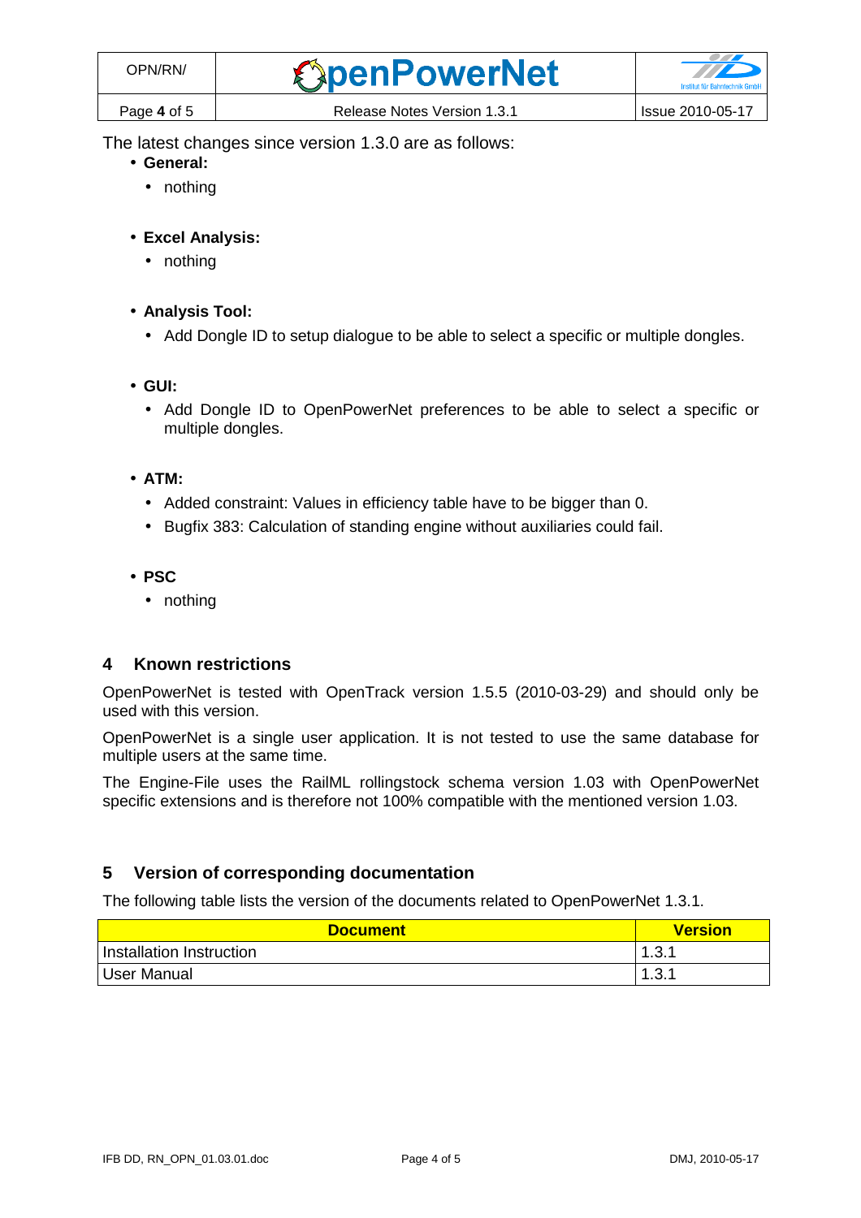The latest changes since version 1.3.0 are as follows:

- **General:**
  - nothing
- **Excel Analysis:**
  - nothing
- **Analysis Tool:**
  - Add Dongle ID to setup dialogue to be able to select a specific or multiple dongles.
- **GUI:**
  - Add Dongle ID to OpenPowerNet preferences to be able to select a specific or multiple dongles.
- **ATM:**
  - Added constraint: Values in efficiency table have to be bigger than 0.
  - Bugfix 383: Calculation of standing engine without auxiliaries could fail.
- **PSC**
  - nothing

## 4 Known restrictions

OpenPowerNet is tested with OpenTrack version 1.5.5 (2010-03-29) and should only be used with this version.

OpenPowerNet is a single user application. It is not tested to use the same database for multiple users at the same time.

The Engine-File uses the RailML rollingstock schema version 1.03 with OpenPowerNet specific extensions and is therefore not 100% compatible with the mentioned version 1.03.

## 5 Version of corresponding documentation

The following table lists the version of the documents related to OpenPowerNet 1.3.1.

| Document | Version |
|---|---|
| Installation Instruction | 1.3.1 |
| User Manual | 1.3.1 |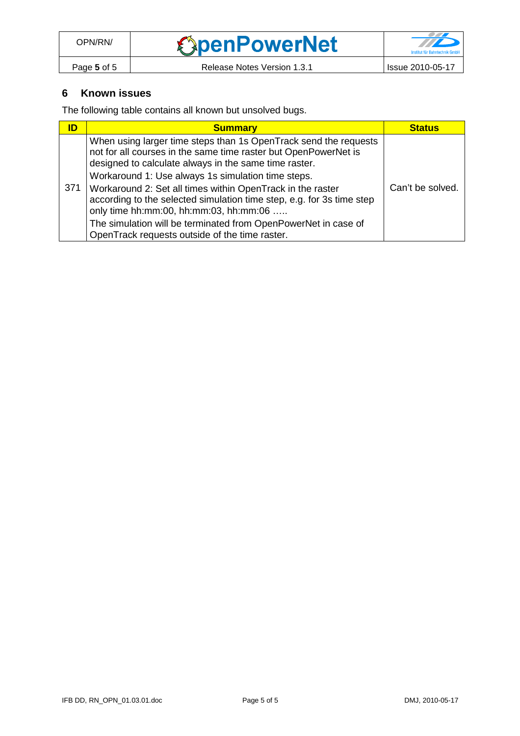## 6 Known issues

The following table contains all known but unsolved bugs.

| ID | Summary | Status |
|---|---|---|
| 371 | When using larger time steps than 1s OpenTrack send the requests not for all courses in the same time raster but OpenPowerNet is designed to calculate always in the same time raster.<br>Workaround 1: Use always 1s simulation time steps.<br>Workaround 2: Set all times within OpenTrack in the raster according to the selected simulation time step, e.g. for 3s time step only time hh:mm:00, hh:mm:03, hh:mm:06 …..<br>The simulation will be terminated from OpenPowerNet in case of OpenTrack requests outside of the time raster. | Can't be solved. |